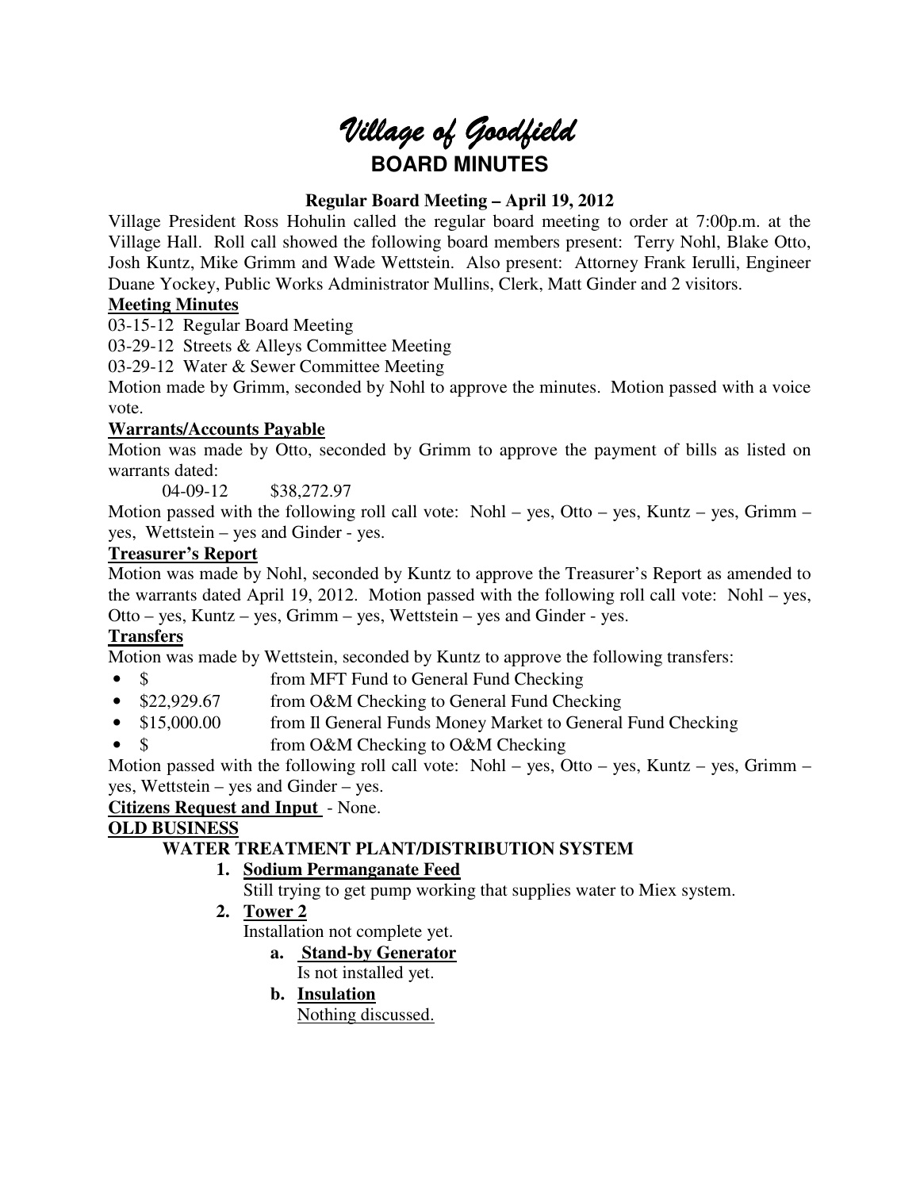# *Village of Goodfield*

## BOARD MINUTES

**Regular Board Meeting – April 19, 2012**

Village President Ross Hohulin called the regular board meeting to order at 7:00p.m. at the Village Hall. Roll call showed the following board members present: Terry Nohl, Blake Otto, Josh Kuntz, Mike Grimm and Wade Wettstein. Also present: Attorney Frank Ierulli, Engineer Duane Yockey, Public Works Administrator Mullins, Clerk, Matt Ginder and 2 visitors.

**Meeting Minutes**

03-15-12 Regular Board Meeting

03-29-12 Streets & Alleys Committee Meeting

03-29-12 Water & Sewer Committee Meeting

Motion made by Grimm, seconded by Nohl to approve the minutes. Motion passed with a voice vote.

**Warrants/Accounts Payable**

Motion was made by Otto, seconded by Grimm to approve the payment of bills as listed on warrants dated:

04-09-12 $38,272.97

Motion passed with the following roll call vote: Nohl – yes, Otto – yes, Kuntz – yes, Grimm – yes, Wettstein – yes and Ginder - yes.

**Treasurer's Report**

Motion was made by Nohl, seconded by Kuntz to approve the Treasurer's Report as amended to the warrants dated April 19, 2012. Motion passed with the following roll call vote: Nohl – yes, Otto – yes, Kuntz – yes, Grimm – yes, Wettstein – yes and Ginder - yes.

**Transfers**

Motion was made by Wettstein, seconded by Kuntz to approve the following transfers:

- $ from MFT Fund to General Fund Checking
- $22,929.67 from O&M Checking to General Fund Checking
- $15,000.00 from Il General Funds Money Market to General Fund Checking
- $ from O&M Checking to O&M Checking

Motion passed with the following roll call vote: Nohl – yes, Otto – yes, Kuntz – yes, Grimm – yes, Wettstein – yes and Ginder – yes.

**Citizens Request and Input** - None.

**OLD BUSINESS**

**WATER TREATMENT PLANT/DISTRIBUTION SYSTEM**

1. **Sodium Permanganate Feed**
   Still trying to get pump working that supplies water to Miex system.
2. **Tower 2**
   Installation not complete yet.
   a. **Stand-by Generator**
      Is not installed yet.
   b. **Insulation**
      Nothing discussed.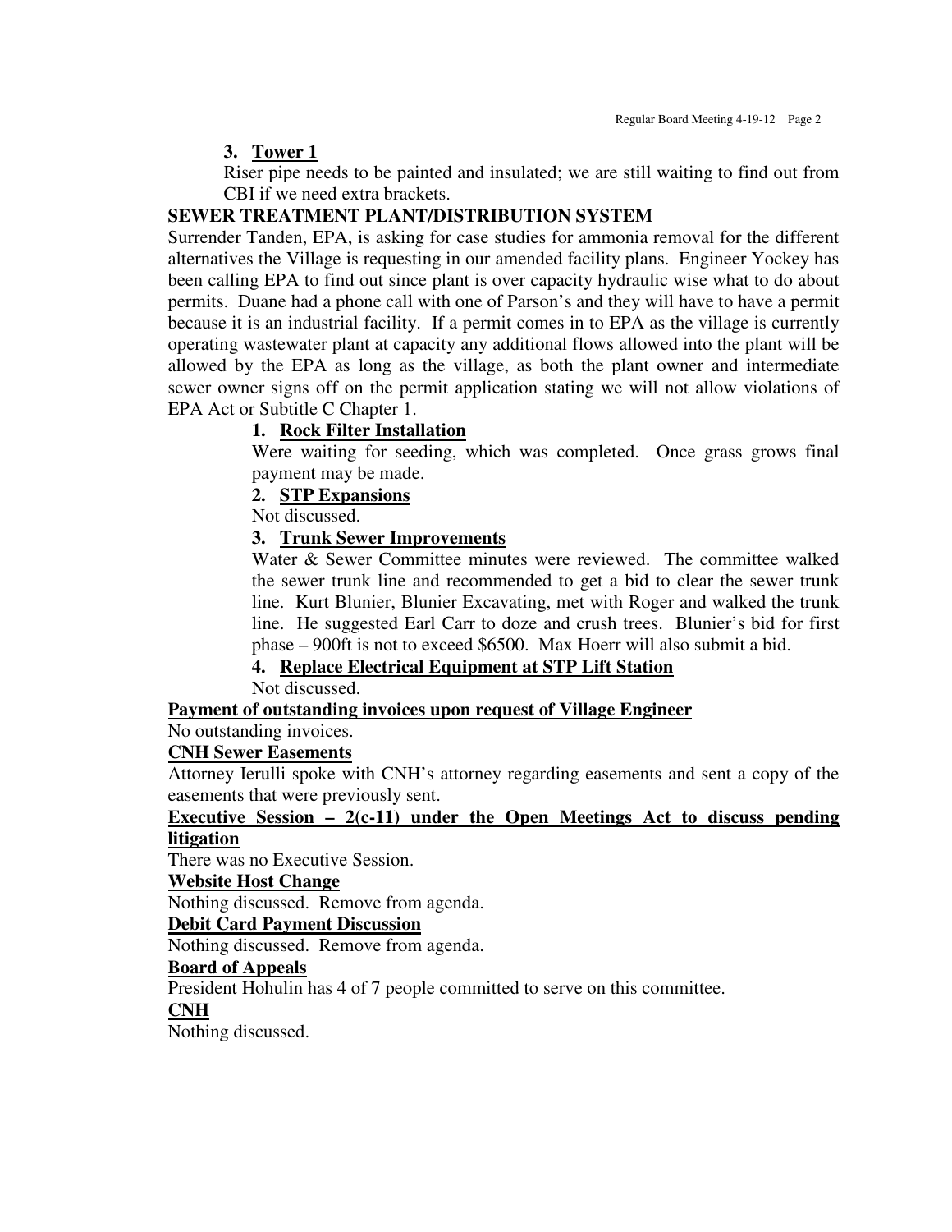3. **Tower 1**

   Riser pipe needs to be painted and insulated; we are still waiting to find out from CBI if we need extra brackets.

**SEWER TREATMENT PLANT/DISTRIBUTION SYSTEM**

Surrender Tanden, EPA, is asking for case studies for ammonia removal for the different alternatives the Village is requesting in our amended facility plans. Engineer Yockey has been calling EPA to find out since plant is over capacity hydraulic wise what to do about permits. Duane had a phone call with one of Parson's and they will have to have a permit because it is an industrial facility. If a permit comes in to EPA as the village is currently operating wastewater plant at capacity any additional flows allowed into the plant will be allowed by the EPA as long as the village, as both the plant owner and intermediate sewer owner signs off on the permit application stating we will not allow violations of EPA Act or Subtitle C Chapter 1.

1. **Rock Filter Installation**

   Were waiting for seeding, which was completed. Once grass grows final payment may be made.

2. **STP Expansions**

   Not discussed.

3. **Trunk Sewer Improvements**

   Water & Sewer Committee minutes were reviewed. The committee walked the sewer trunk line and recommended to get a bid to clear the sewer trunk line. Kurt Blunier, Blunier Excavating, met with Roger and walked the trunk line. He suggested Earl Carr to doze and crush trees. Blunier's bid for first phase – 900ft is not to exceed $6500. Max Hoerr will also submit a bid.

4. **Replace Electrical Equipment at STP Lift Station**

   Not discussed.

**Payment of outstanding invoices upon request of Village Engineer**

No outstanding invoices.

**CNH Sewer Easements**

Attorney Ierulli spoke with CNH's attorney regarding easements and sent a copy of the easements that were previously sent.

**Executive Session – 2(c-11) under the Open Meetings Act to discuss pending litigation**

There was no Executive Session.

**Website Host Change**

Nothing discussed. Remove from agenda.

**Debit Card Payment Discussion**

Nothing discussed. Remove from agenda.

**Board of Appeals**

President Hohulin has 4 of 7 people committed to serve on this committee.

**CNH**

Nothing discussed.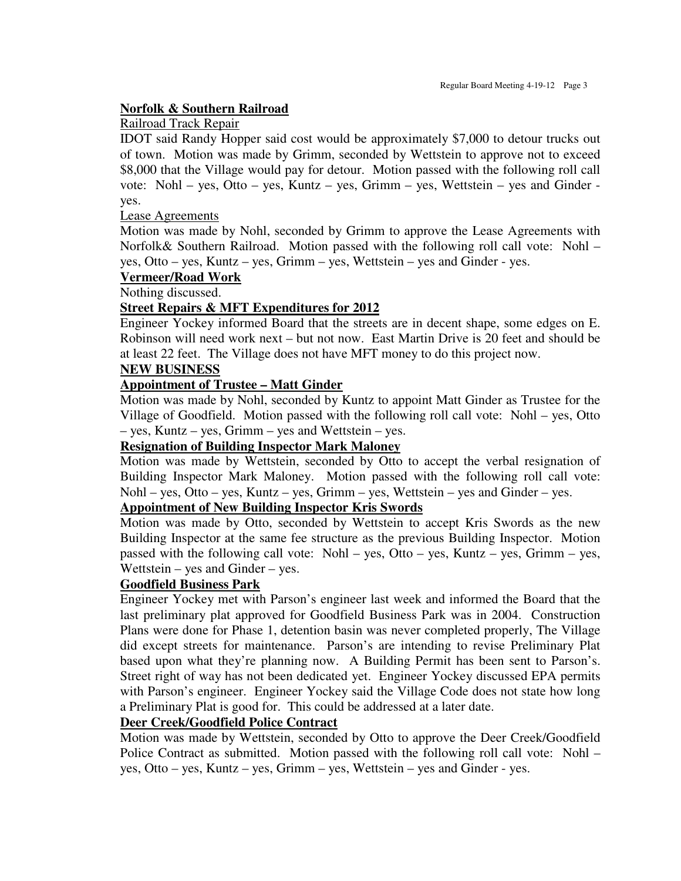**Norfolk & Southern Railroad**

Railroad Track Repair

IDOT said Randy Hopper said cost would be approximately $7,000 to detour trucks out of town. Motion was made by Grimm, seconded by Wettstein to approve not to exceed $8,000 that the Village would pay for detour. Motion passed with the following roll call vote: Nohl – yes, Otto – yes, Kuntz – yes, Grimm – yes, Wettstein – yes and Ginder - yes.

Lease Agreements

Motion was made by Nohl, seconded by Grimm to approve the Lease Agreements with Norfolk& Southern Railroad. Motion passed with the following roll call vote: Nohl – yes, Otto – yes, Kuntz – yes, Grimm – yes, Wettstein – yes and Ginder - yes.

**Vermeer/Road Work**

Nothing discussed.

**Street Repairs & MFT Expenditures for 2012**

Engineer Yockey informed Board that the streets are in decent shape, some edges on E. Robinson will need work next – but not now. East Martin Drive is 20 feet and should be at least 22 feet. The Village does not have MFT money to do this project now.

**NEW BUSINESS**

**Appointment of Trustee – Matt Ginder**

Motion was made by Nohl, seconded by Kuntz to appoint Matt Ginder as Trustee for the Village of Goodfield. Motion passed with the following roll call vote: Nohl – yes, Otto – yes, Kuntz – yes, Grimm – yes and Wettstein – yes.

**Resignation of Building Inspector Mark Maloney**

Motion was made by Wettstein, seconded by Otto to accept the verbal resignation of Building Inspector Mark Maloney. Motion passed with the following roll call vote: Nohl – yes, Otto – yes, Kuntz – yes, Grimm – yes, Wettstein – yes and Ginder – yes.

**Appointment of New Building Inspector Kris Swords**

Motion was made by Otto, seconded by Wettstein to accept Kris Swords as the new Building Inspector at the same fee structure as the previous Building Inspector. Motion passed with the following call vote: Nohl – yes, Otto – yes, Kuntz – yes, Grimm – yes, Wettstein – yes and Ginder – yes.

**Goodfield Business Park**

Engineer Yockey met with Parson's engineer last week and informed the Board that the last preliminary plat approved for Goodfield Business Park was in 2004. Construction Plans were done for Phase 1, detention basin was never completed properly, The Village did except streets for maintenance. Parson's are intending to revise Preliminary Plat based upon what they're planning now. A Building Permit has been sent to Parson's. Street right of way has not been dedicated yet. Engineer Yockey discussed EPA permits with Parson's engineer. Engineer Yockey said the Village Code does not state how long a Preliminary Plat is good for. This could be addressed at a later date.

**Deer Creek/Goodfield Police Contract**

Motion was made by Wettstein, seconded by Otto to approve the Deer Creek/Goodfield Police Contract as submitted. Motion passed with the following roll call vote: Nohl – yes, Otto – yes, Kuntz – yes, Grimm – yes, Wettstein – yes and Ginder - yes.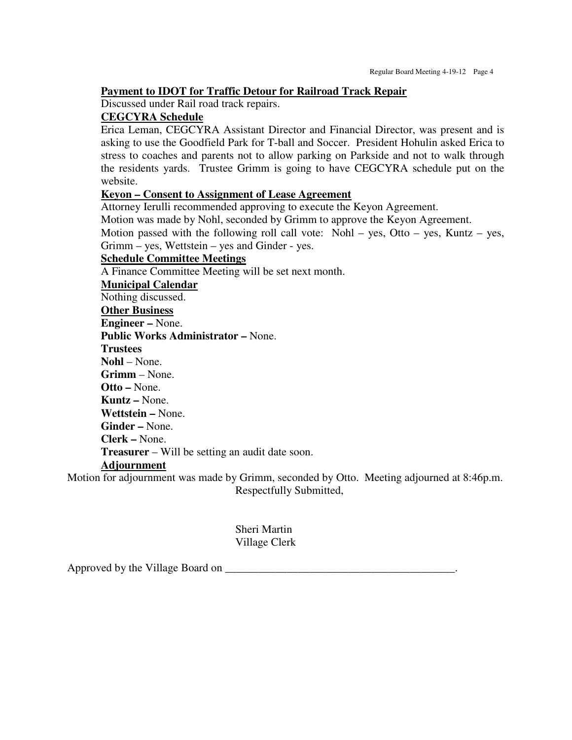**Payment to IDOT for Traffic Detour for Railroad Track Repair**

Discussed under Rail road track repairs.

**CEGCYRA Schedule**

Erica Leman, CEGCYRA Assistant Director and Financial Director, was present and is asking to use the Goodfield Park for T-ball and Soccer. President Hohulin asked Erica to stress to coaches and parents not to allow parking on Parkside and not to walk through the residents yards. Trustee Grimm is going to have CEGCYRA schedule put on the website.

**Keyon – Consent to Assignment of Lease Agreement**

Attorney Ierulli recommended approving to execute the Keyon Agreement.

Motion was made by Nohl, seconded by Grimm to approve the Keyon Agreement.

Motion passed with the following roll call vote: Nohl – yes, Otto – yes, Kuntz – yes, Grimm – yes, Wettstein – yes and Ginder - yes.

**Schedule Committee Meetings**

A Finance Committee Meeting will be set next month.

**Municipal Calendar**

Nothing discussed.

**Other Business**

**Engineer –** None.

**Public Works Administrator –** None.

**Trustees**

**Nohl** – None.

**Grimm** – None.

**Otto –** None.

**Kuntz –** None.

**Wettstein –** None.

**Ginder –** None.

**Clerk –** None.

**Treasurer** – Will be setting an audit date soon.

**Adjournment**

Motion for adjournment was made by Grimm, seconded by Otto. Meeting adjourned at 8:46p.m.

Respectfully Submitted,

Sheri Martin
Village Clerk

Approved by the Village Board on ________________________________________.